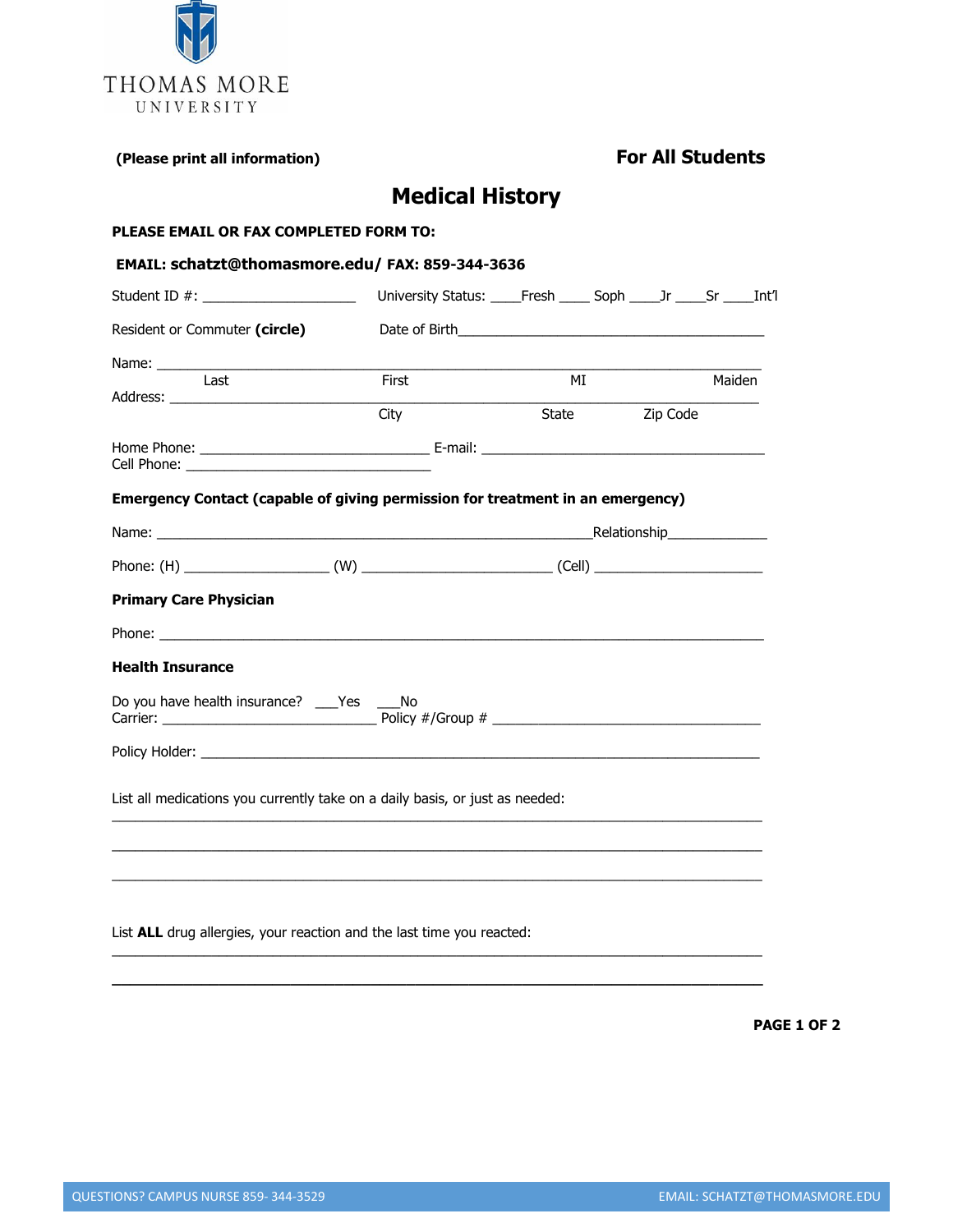THOMAS MORE UNIVERSITY

**(Please print all information)**

**For All Students**

# Medical History

**PLEASE EMAIL OR FAX COMPLETED FORM TO:**

**EMAIL: schatzt@thomasmore.edu/ FAX: 859-344-3636**

Student ID #: ____________________ University Status: ____Fresh ____ Soph ____Jr ____Sr ____Int'l

Resident or Commuter **(circle)** Date of Birth__________________________________________

Name: ________________________________________________________________________________
Last First MI Maiden

Address: ______________________________________________________________________________
City State Zip Code

Home Phone: ______________________________ E-mail: ______________________________________
Cell Phone: ________________________________

**Emergency Contact (capable of giving permission for treatment in an emergency)**

Name: _________________________________________________________Relationship_____________

Phone: (H) __________________ (W) ________________________ (Cell) ______________________

**Primary Care Physician**

Phone: ________________________________________________________________________________

**Health Insurance**

Do you have health insurance? ___Yes ___No
Carrier: ____________________________ Policy #/Group # ___________________________________

Policy Holder: _________________________________________________________________________

List all medications you currently take on a daily basis, or just as needed:

_______________________________________________________________________________________

_______________________________________________________________________________________

_______________________________________________________________________________________

List **ALL** drug allergies, your reaction and the last time you reacted:

_______________________________________________________________________________________

_______________________________________________________________________________________

QUESTIONS? CAMPUS NURSE 859- 344-3529 EMAIL: SCHATZT@THOMASMORE.EDU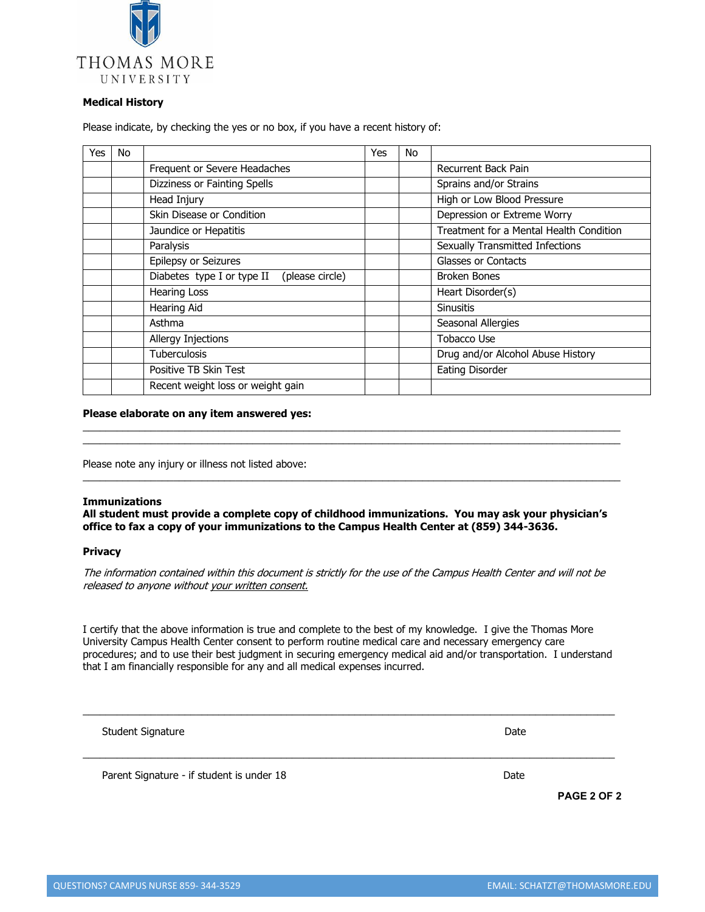THOMAS MORE UNIVERSITY

**Medical History**

Please indicate, by checking the yes or no box, if you have a recent history of:

| Yes | No | | Yes | No | |
|---|---|---|---|---|---|
| | | Frequent or Severe Headaches | | | Recurrent Back Pain |
| | | Dizziness or Fainting Spells | | | Sprains and/or Strains |
| | | Head Injury | | | High or Low Blood Pressure |
| | | Skin Disease or Condition | | | Depression or Extreme Worry |
| | | Jaundice or Hepatitis | | | Treatment for a Mental Health Condition |
| | | Paralysis | | | Sexually Transmitted Infections |
| | | Epilepsy or Seizures | | | Glasses or Contacts |
| | | Diabetes type I or type II (please circle) | | | Broken Bones |
| | | Hearing Loss | | | Heart Disorder(s) |
| | | Hearing Aid | | | Sinusitis |
| | | Asthma | | | Seasonal Allergies |
| | | Allergy Injections | | | Tobacco Use |
| | | Tuberculosis | | | Drug and/or Alcohol Abuse History |
| | | Positive TB Skin Test | | | Eating Disorder |
| | | Recent weight loss or weight gain | | | |

**Please elaborate on any item answered yes:**

\_\_\_\_\_\_\_\_\_\_\_\_\_\_\_\_\_\_\_\_\_\_\_\_\_\_\_\_\_\_\_\_\_\_\_\_\_\_\_\_\_\_\_\_\_\_\_\_\_\_\_\_\_\_\_\_\_\_\_\_\_\_\_\_\_\_\_\_\_\_\_\_\_\_\_\_\_\_

\_\_\_\_\_\_\_\_\_\_\_\_\_\_\_\_\_\_\_\_\_\_\_\_\_\_\_\_\_\_\_\_\_\_\_\_\_\_\_\_\_\_\_\_\_\_\_\_\_\_\_\_\_\_\_\_\_\_\_\_\_\_\_\_\_\_\_\_\_\_\_\_\_\_\_\_\_\_

Please note any injury or illness not listed above:

\_\_\_\_\_\_\_\_\_\_\_\_\_\_\_\_\_\_\_\_\_\_\_\_\_\_\_\_\_\_\_\_\_\_\_\_\_\_\_\_\_\_\_\_\_\_\_\_\_\_\_\_\_\_\_\_\_\_\_\_\_\_\_\_\_\_\_\_\_\_\_\_\_\_\_\_\_\_

**Immunizations**

**All student must provide a complete copy of childhood immunizations. You may ask your physician's office to fax a copy of your immunizations to the Campus Health Center at (859) 344-3636.**

**Privacy**

*The information contained within this document is strictly for the use of the Campus Health Center and will not be released to anyone without your written consent.*

I certify that the above information is true and complete to the best of my knowledge. I give the Thomas More University Campus Health Center consent to perform routine medical care and necessary emergency care procedures; and to use their best judgment in securing emergency medical aid and/or transportation. I understand that I am financially responsible for any and all medical expenses incurred.

\_\_\_\_\_\_\_\_\_\_\_\_\_\_\_\_\_\_\_\_\_\_\_\_\_\_\_\_\_\_\_\_\_\_\_\_\_\_\_\_\_\_\_\_\_\_\_\_\_\_\_\_\_\_\_\_\_\_\_\_\_\_\_\_\_\_\_\_\_\_\_\_\_\_\_\_\_\_

Student Signature    Date

\_\_\_\_\_\_\_\_\_\_\_\_\_\_\_\_\_\_\_\_\_\_\_\_\_\_\_\_\_\_\_\_\_\_\_\_\_\_\_\_\_\_\_\_\_\_\_\_\_\_\_\_\_\_\_\_\_\_\_\_\_\_\_\_\_\_\_\_\_\_\_\_\_\_\_\_\_\_

Parent Signature - if student is under 18    Date

QUESTIONS? CAMPUS NURSE 859- 344-3529    EMAIL: SCHATZT@THOMASMORE.EDU